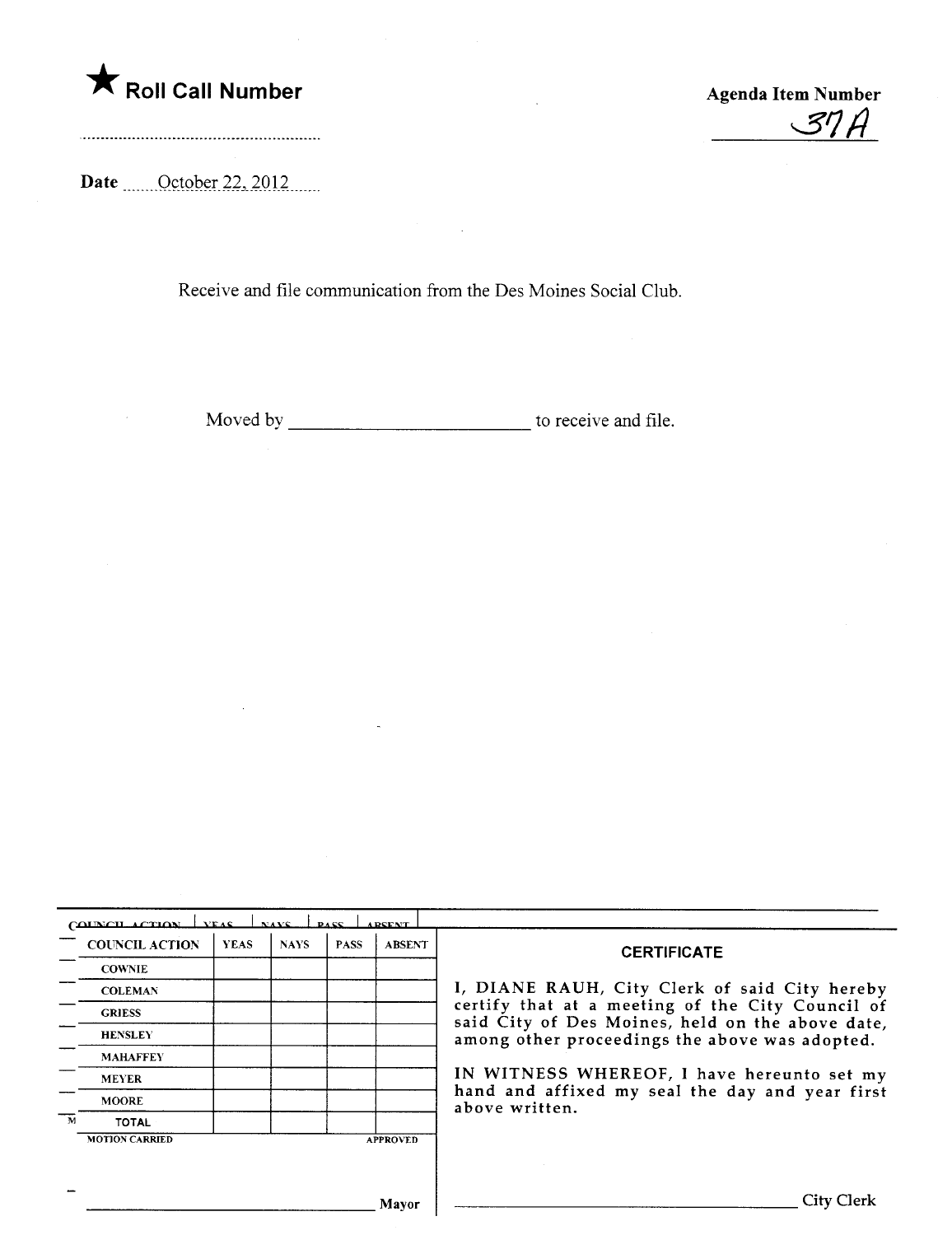★ **Roll Call Number**

**Agenda Item Number**
37A

**Date** October 22, 2012

Receive and file communication from the Des Moines Social Club.

Moved by ________________________ to receive and file.

| COUNCIL ACTION | YEAS | NAYS | PASS | ABSENT |
| --- | --- | --- | --- | --- |
| COWNIE | | | | |
| COLEMAN | | | | |
| GRIESS | | | | |
| HENSLEY | | | | |
| MAHAFFEY | | | | |
| MEYER | | | | |
| MOORE | | | | |
| TOTAL | | | | |

MOTION CARRIED APPROVED

________________________ Mayor

**CERTIFICATE**

I, DIANE RAUH, City Clerk of said City hereby certify that at a meeting of the City Council of said City of Des Moines, held on the above date, among other proceedings the above was adopted.

IN WITNESS WHEREOF, I have hereunto set my hand and affixed my seal the day and year first above written.

________________________ City Clerk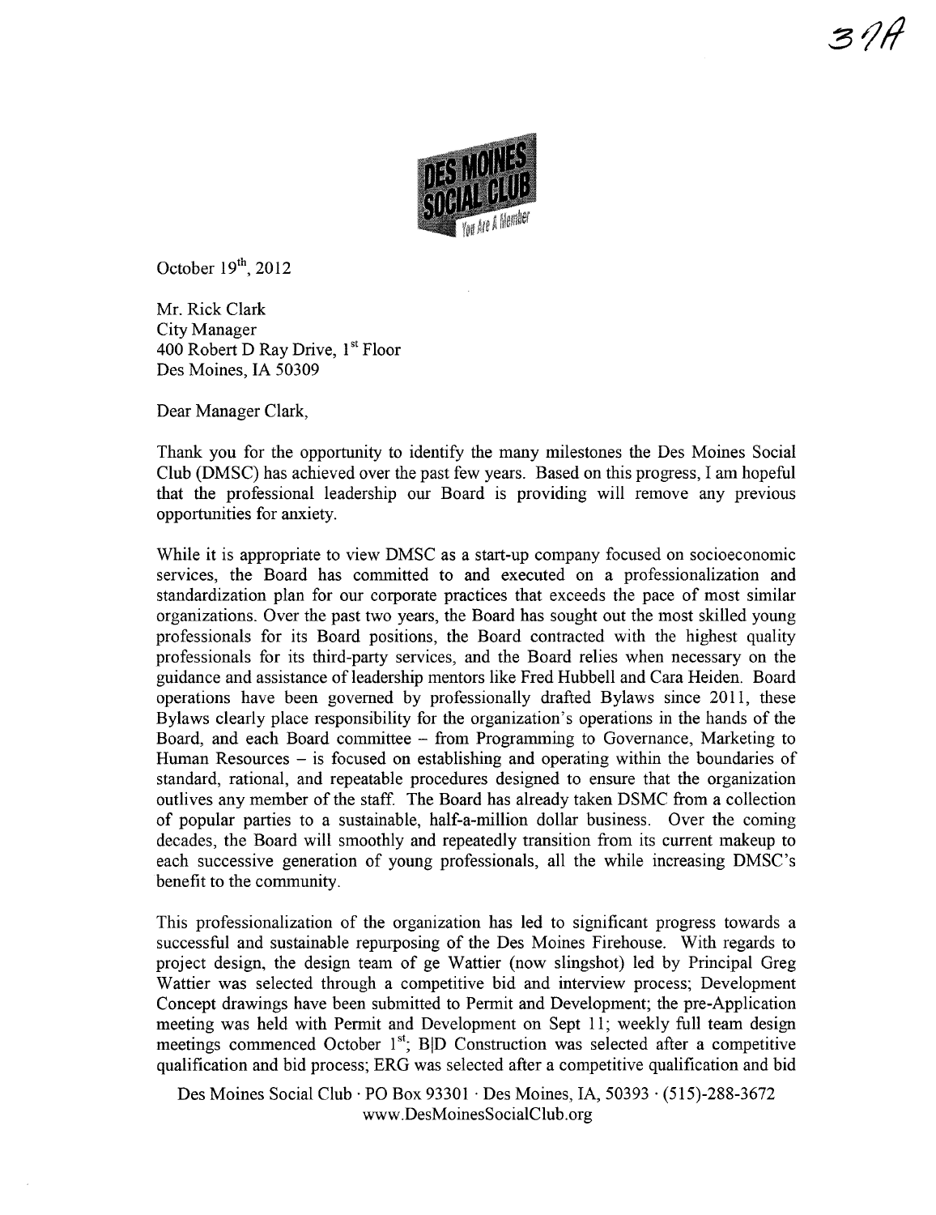37A

October 19th, 2012

Mr. Rick Clark
City Manager
400 Robert D Ray Drive, 1st Floor
Des Moines, IA 50309

Dear Manager Clark,

Thank you for the opportunity to identify the many milestones the Des Moines Social Club (DMSC) has achieved over the past few years. Based on this progress, I am hopeful that the professional leadership our Board is providing will remove any previous opportunities for anxiety.

While it is appropriate to view DMSC as a start-up company focused on socioeconomic services, the Board has committed to and executed on a professionalization and standardization plan for our corporate practices that exceeds the pace of most similar organizations. Over the past two years, the Board has sought out the most skilled young professionals for its Board positions, the Board contracted with the highest quality professionals for its third-party services, and the Board relies when necessary on the guidance and assistance of leadership mentors like Fred Hubbell and Cara Heiden. Board operations have been governed by professionally drafted Bylaws since 2011, these Bylaws clearly place responsibility for the organization's operations in the hands of the Board, and each Board committee – from Programming to Governance, Marketing to Human Resources – is focused on establishing and operating within the boundaries of standard, rational, and repeatable procedures designed to ensure that the organization outlives any member of the staff. The Board has already taken DSMC from a collection of popular parties to a sustainable, half-a-million dollar business. Over the coming decades, the Board will smoothly and repeatedly transition from its current makeup to each successive generation of young professionals, all the while increasing DMSC's benefit to the community.

This professionalization of the organization has led to significant progress towards a successful and sustainable repurposing of the Des Moines Firehouse. With regards to project design, the design team of ge Wattier (now slingshot) led by Principal Greg Wattier was selected through a competitive bid and interview process; Development Concept drawings have been submitted to Permit and Development; the pre-Application meeting was held with Permit and Development on Sept 11; weekly full team design meetings commenced October 1st; B|D Construction was selected after a competitive qualification and bid process; ERG was selected after a competitive qualification and bid

Des Moines Social Club · PO Box 93301 · Des Moines, IA, 50393 · (515)-288-3672
www.DesMoinesSocialClub.org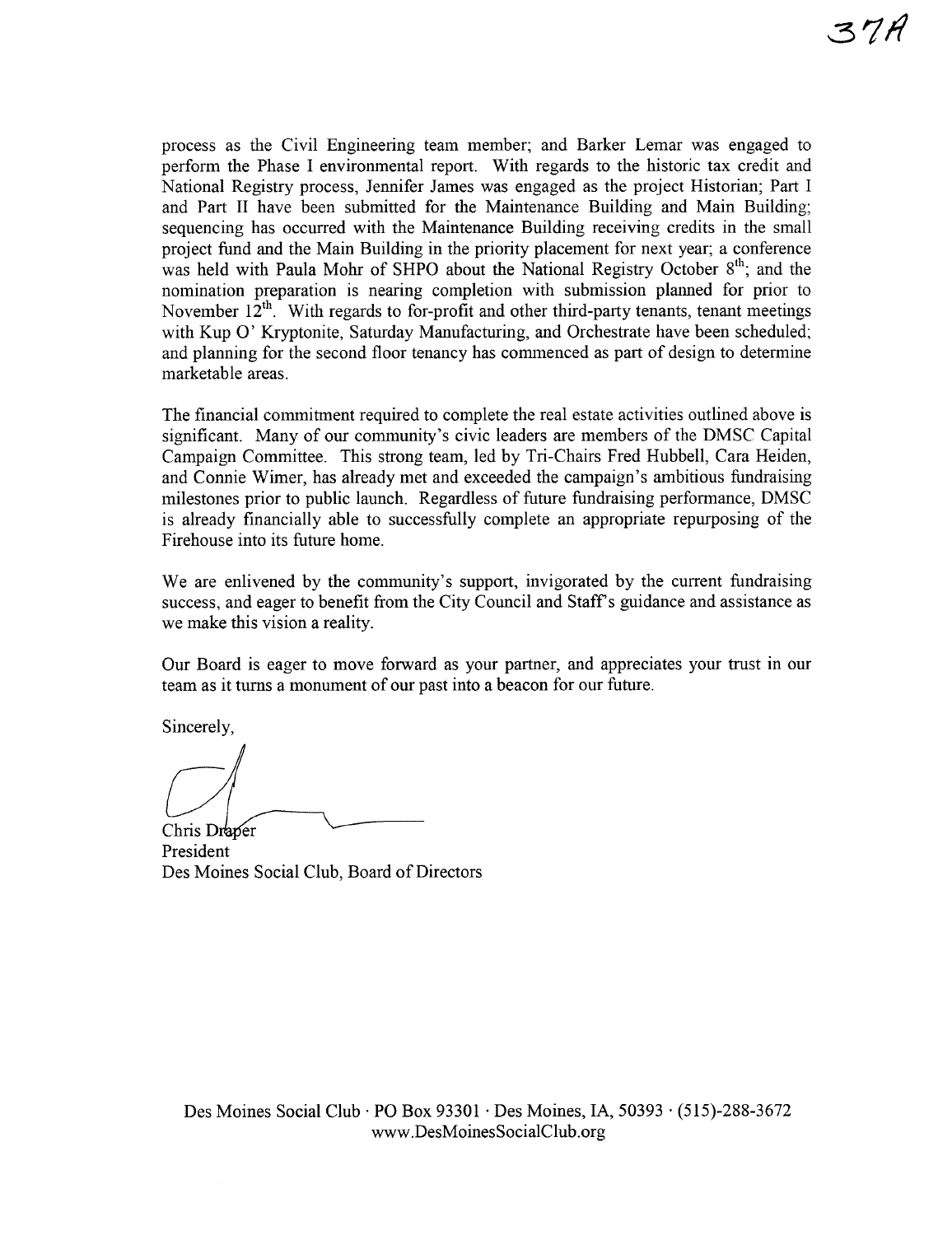process as the Civil Engineering team member; and Barker Lemar was engaged to perform the Phase I environmental report. With regards to the historic tax credit and National Registry process, Jennifer James was engaged as the project Historian; Part I and Part II have been submitted for the Maintenance Building and Main Building; sequencing has occurred with the Maintenance Building receiving credits in the small project fund and the Main Building in the priority placement for next year; a conference was held with Paula Mohr of SHPO about the National Registry October 8th; and the nomination preparation is nearing completion with submission planned for prior to November 12th. With regards to for-profit and other third-party tenants, tenant meetings with Kup O' Kryptonite, Saturday Manufacturing, and Orchestrate have been scheduled; and planning for the second floor tenancy has commenced as part of design to determine marketable areas.

The financial commitment required to complete the real estate activities outlined above is significant. Many of our community's civic leaders are members of the DMSC Capital Campaign Committee. This strong team, led by Tri-Chairs Fred Hubbell, Cara Heiden, and Connie Wimer, has already met and exceeded the campaign's ambitious fundraising milestones prior to public launch. Regardless of future fundraising performance, DMSC is already financially able to successfully complete an appropriate repurposing of the Firehouse into its future home.

We are enlivened by the community's support, invigorated by the current fundraising success, and eager to benefit from the City Council and Staff's guidance and assistance as we make this vision a reality.

Our Board is eager to move forward as your partner, and appreciates your trust in our team as it turns a monument of our past into a beacon for our future.

Sincerely,

Chris Draper
President
Des Moines Social Club, Board of Directors

Des Moines Social Club · PO Box 93301 · Des Moines, IA, 50393 · (515)-288-3672
www.DesMoinesSocialClub.org